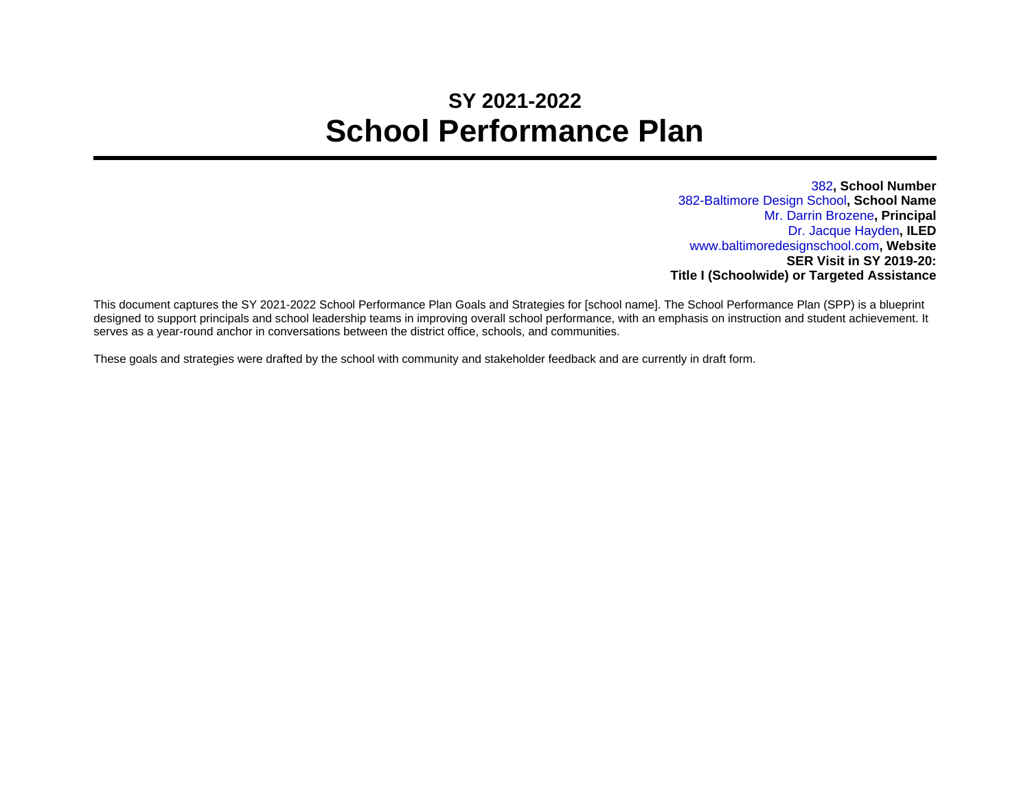## SY 2021-2022

# School Performance Plan

---

382, **School Number**
382-Baltimore Design School**, School Name**
Mr. Darrin Brozene**, Principal**
Dr. Jacque Hayden**, ILED**
www.baltimoredesignschool.com**, Website**
**SER Visit in SY 2019-20:**
**Title I (Schoolwide) or Targeted Assistance**

This document captures the SY 2021-2022 School Performance Plan Goals and Strategies for [school name]. The School Performance Plan (SPP) is a blueprint designed to support principals and school leadership teams in improving overall school performance, with an emphasis on instruction and student achievement. It serves as a year-round anchor in conversations between the district office, schools, and communities.

These goals and strategies were drafted by the school with community and stakeholder feedback and are currently in draft form.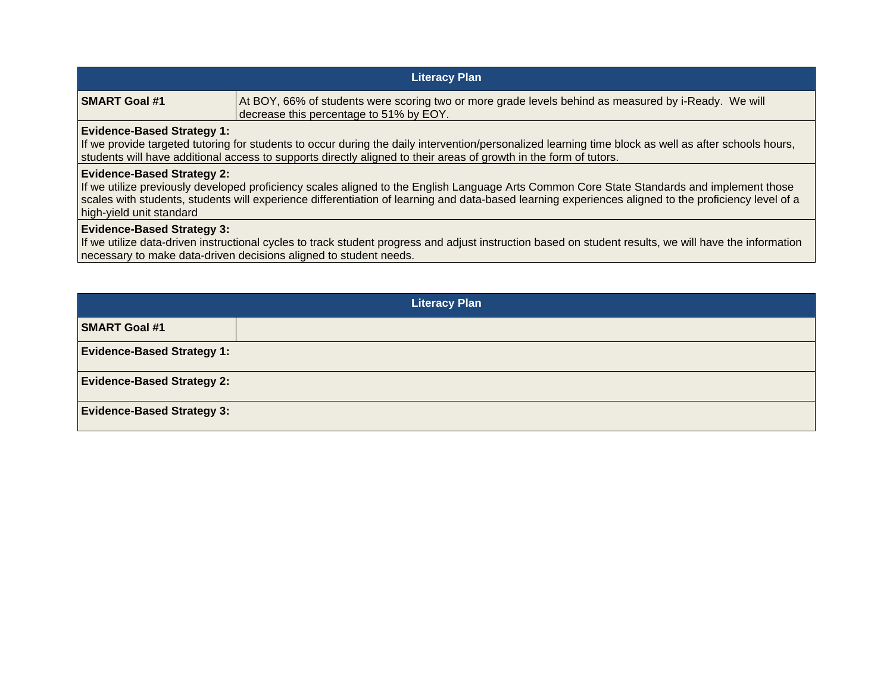| Literacy Plan | |
|---|---|
| **SMART Goal #1** | At BOY, 66% of students were scoring two or more grade levels behind as measured by i-Ready.  We will decrease this percentage to 51% by EOY. |
| **Evidence-Based Strategy 1:** If we provide targeted tutoring for students to occur during the daily intervention/personalized learning time block as well as after schools hours, students will have additional access to supports directly aligned to their areas of growth in the form of tutors. | |
| **Evidence-Based Strategy 2:** If we utilize previously developed proficiency scales aligned to the English Language Arts Common Core State Standards and implement those scales with students, students will experience differentiation of learning and data-based learning experiences aligned to the proficiency level of a high-yield unit standard | |
| **Evidence-Based Strategy 3:** If we utilize data-driven instructional cycles to track student progress and adjust instruction based on student results, we will have the information necessary to make data-driven decisions aligned to student needs. | |

| Literacy Plan | |
|---|---|
| **SMART Goal #1** | |
| **Evidence-Based Strategy 1:** | |
| **Evidence-Based Strategy 2:** | |
| **Evidence-Based Strategy 3:** | |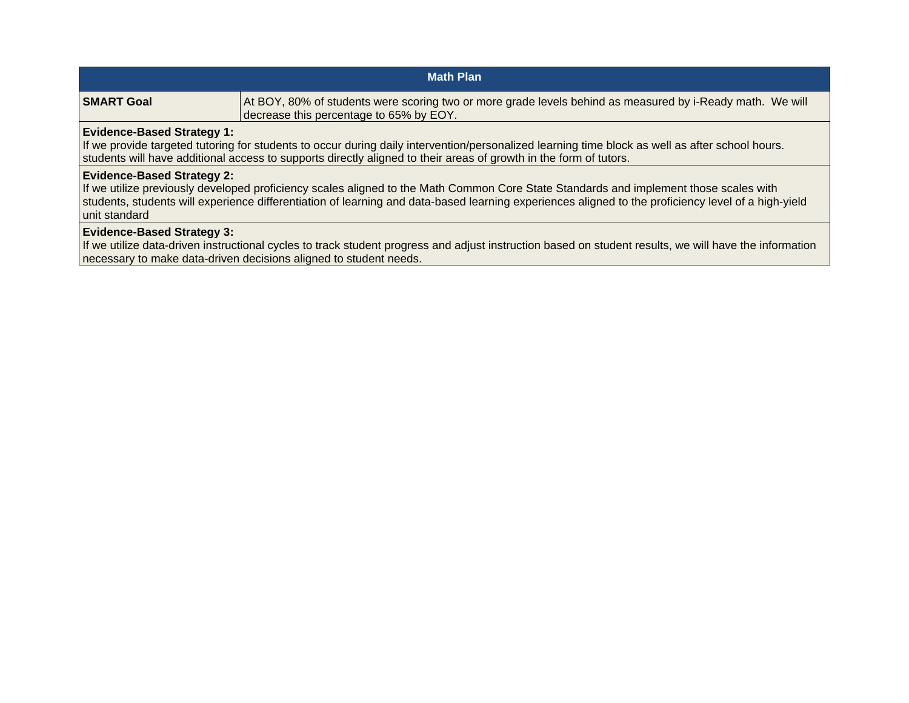| Math Plan | |
|---|---|
| **SMART Goal** | At BOY, 80% of students were scoring two or more grade levels behind as measured by i-Ready math. We will decrease this percentage to 65% by EOY. |
| **Evidence-Based Strategy 1:**<br>If we provide targeted tutoring for students to occur during daily intervention/personalized learning time block as well as after school hours. students will have additional access to supports directly aligned to their areas of growth in the form of tutors. | |
| **Evidence-Based Strategy 2:**<br>If we utilize previously developed proficiency scales aligned to the Math Common Core State Standards and implement those scales with students, students will experience differentiation of learning and data-based learning experiences aligned to the proficiency level of a high-yield unit standard | |
| **Evidence-Based Strategy 3:**<br>If we utilize data-driven instructional cycles to track student progress and adjust instruction based on student results, we will have the information necessary to make data-driven decisions aligned to student needs. | |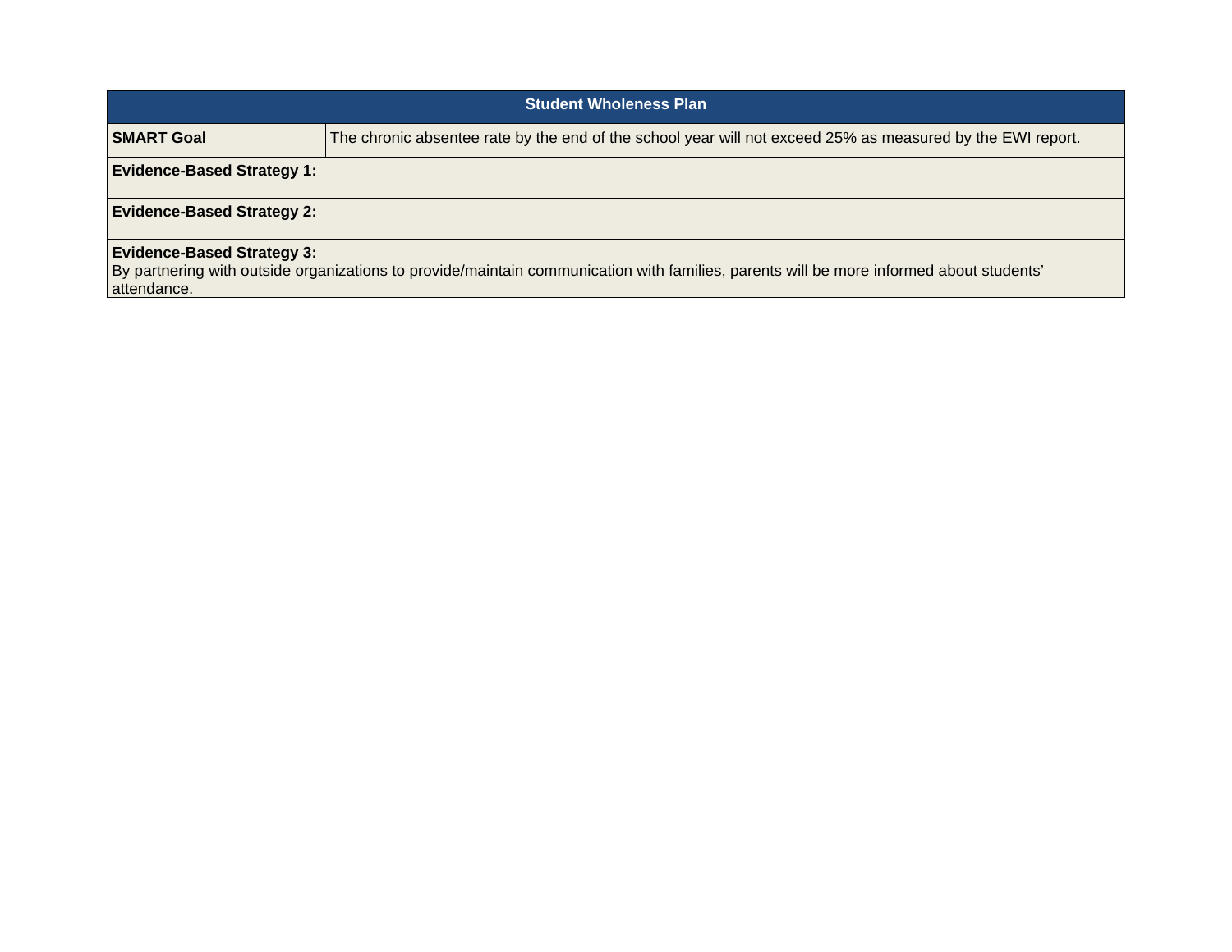| Student Wholeness Plan | |
|---|---|
| **SMART Goal** | The chronic absentee rate by the end of the school year will not exceed 25% as measured by the EWI report. |
| **Evidence-Based Strategy 1:** | |
| **Evidence-Based Strategy 2:** | |
| **Evidence-Based Strategy 3:** By partnering with outside organizations to provide/maintain communication with families, parents will be more informed about students' attendance. | |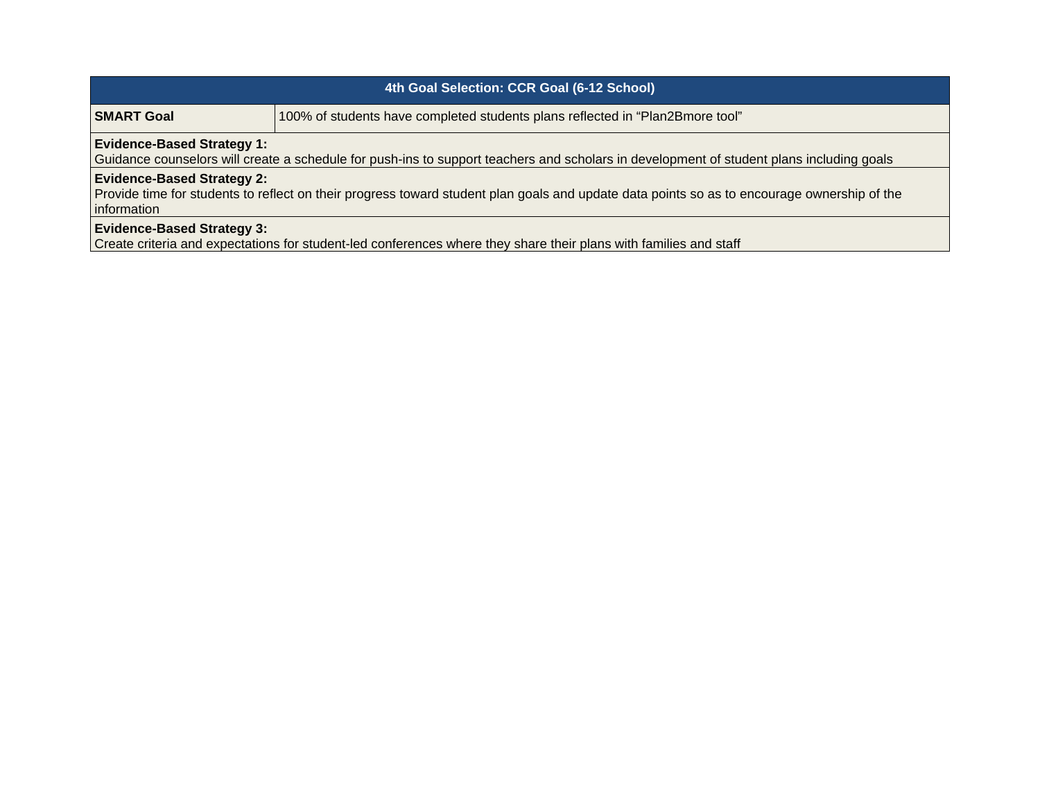| 4th Goal Selection: CCR Goal (6-12 School) | |
|---|---|
| **SMART Goal** | 100% of students have completed students plans reflected in "Plan2Bmore tool" |
| **Evidence-Based Strategy 1:**<br>Guidance counselors will create a schedule for push-ins to support teachers and scholars in development of student plans including goals | |
| **Evidence-Based Strategy 2:**<br>Provide time for students to reflect on their progress toward student plan goals and update data points so as to encourage ownership of the information | |
| **Evidence-Based Strategy 3:**<br>Create criteria and expectations for student-led conferences where they share their plans with families and staff | |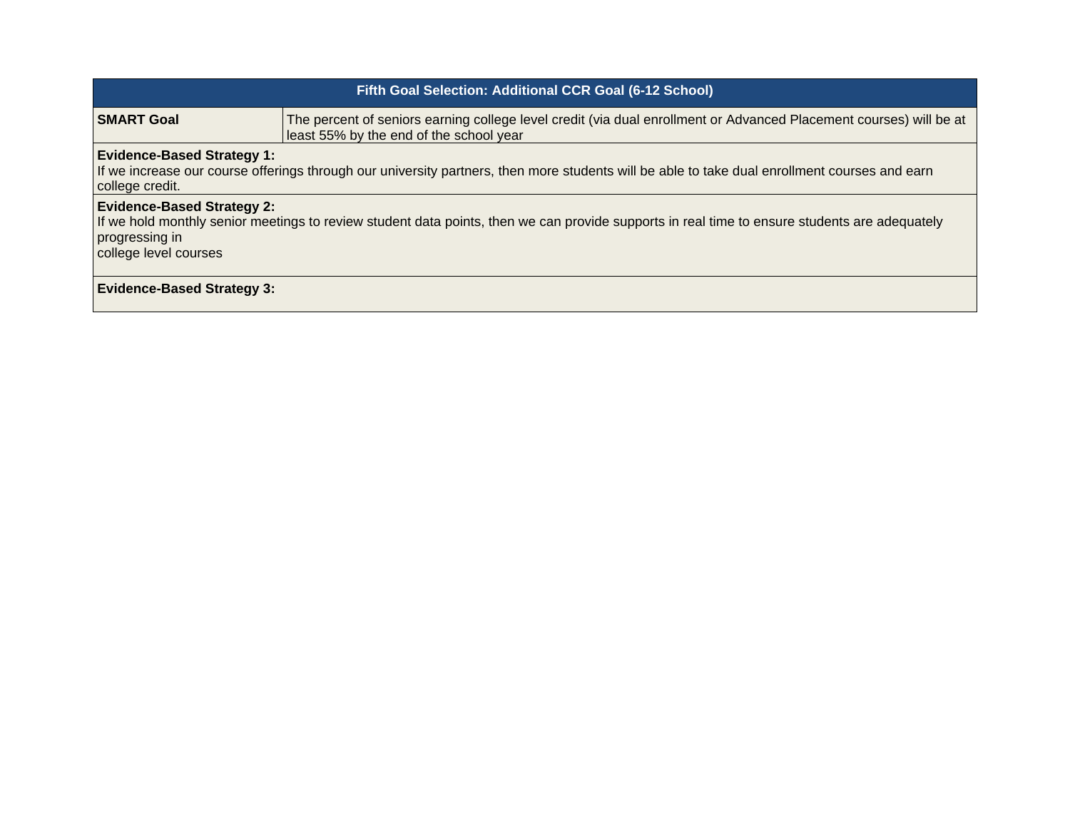| Fifth Goal Selection: Additional CCR Goal (6-12 School) | |
|---|---|
| **SMART Goal** | The percent of seniors earning college level credit (via dual enrollment or Advanced Placement courses) will be at least 55% by the end of the school year |
| **Evidence-Based Strategy 1:** If we increase our course offerings through our university partners, then more students will be able to take dual enrollment courses and earn college credit. | |
| **Evidence-Based Strategy 2:** If we hold monthly senior meetings to review student data points, then we can provide supports in real time to ensure students are adequately progressing in college level courses | |
| **Evidence-Based Strategy 3:** | |